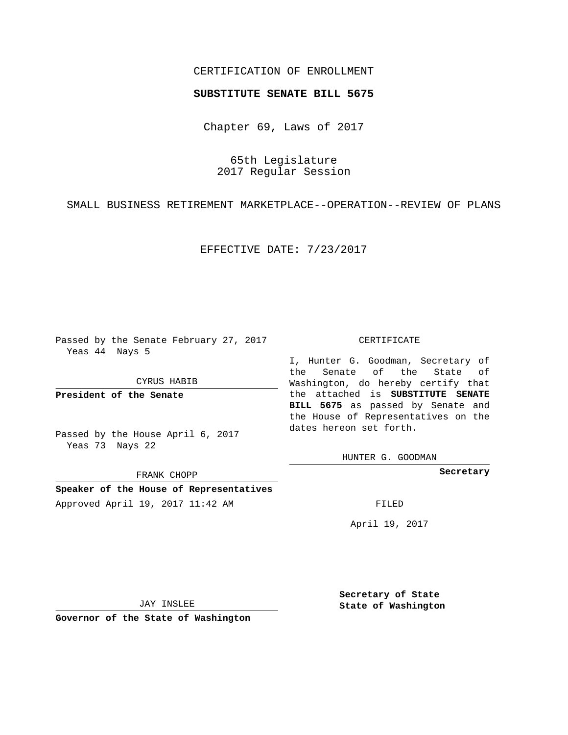CERTIFICATION OF ENROLLMENT

**SUBSTITUTE SENATE BILL 5675**

Chapter 69, Laws of 2017

65th Legislature
2017 Regular Session

SMALL BUSINESS RETIREMENT MARKETPLACE--OPERATION--REVIEW OF PLANS

EFFECTIVE DATE: 7/23/2017

Passed by the Senate February 27, 2017
Yeas 44 Nays 5

CYRUS HABIB

**President of the Senate**

Passed by the House April 6, 2017
Yeas 73 Nays 22

FRANK CHOPP

**Speaker of the House of Representatives**

Approved April 19, 2017 11:42 AM

JAY INSLEE

**Governor of the State of Washington**

CERTIFICATE

I, Hunter G. Goodman, Secretary of the Senate of the State of Washington, do hereby certify that the attached is **SUBSTITUTE SENATE BILL 5675** as passed by Senate and the House of Representatives on the dates hereon set forth.

HUNTER G. GOODMAN

**Secretary**

FILED

April 19, 2017

**Secretary of State**
**State of Washington**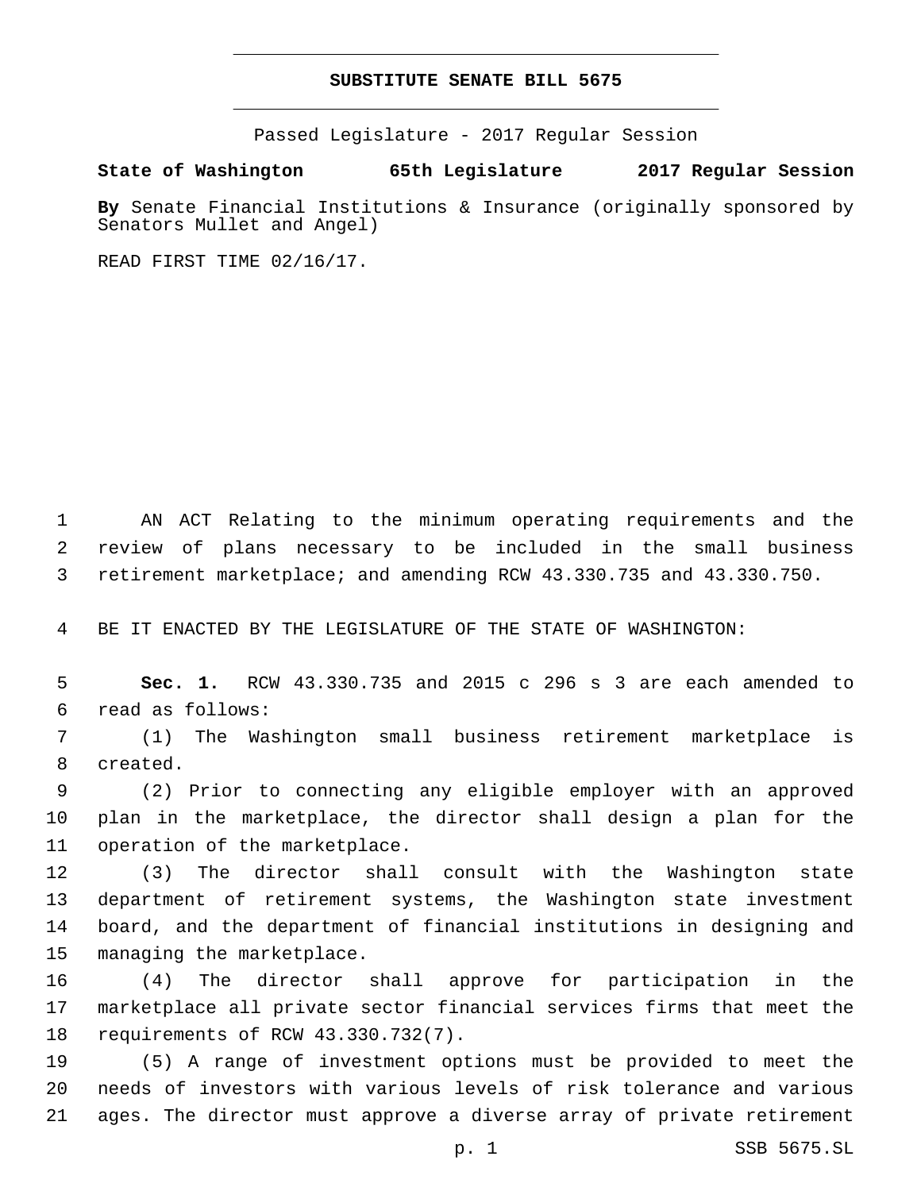# SUBSTITUTE SENATE BILL 5675

Passed Legislature - 2017 Regular Session

**State of Washington 65th Legislature 2017 Regular Session**

**By** Senate Financial Institutions & Insurance (originally sponsored by Senators Mullet and Angel)

READ FIRST TIME 02/16/17.

AN ACT Relating to the minimum operating requirements and the review of plans necessary to be included in the small business retirement marketplace; and amending RCW 43.330.735 and 43.330.750.

BE IT ENACTED BY THE LEGISLATURE OF THE STATE OF WASHINGTON:

**Sec. 1.** RCW 43.330.735 and 2015 c 296 s 3 are each amended to read as follows:

(1) The Washington small business retirement marketplace is created.

(2) Prior to connecting any eligible employer with an approved plan in the marketplace, the director shall design a plan for the operation of the marketplace.

(3) The director shall consult with the Washington state department of retirement systems, the Washington state investment board, and the department of financial institutions in designing and managing the marketplace.

(4) The director shall approve for participation in the marketplace all private sector financial services firms that meet the requirements of RCW 43.330.732(7).

(5) A range of investment options must be provided to meet the needs of investors with various levels of risk tolerance and various ages. The director must approve a diverse array of private retirement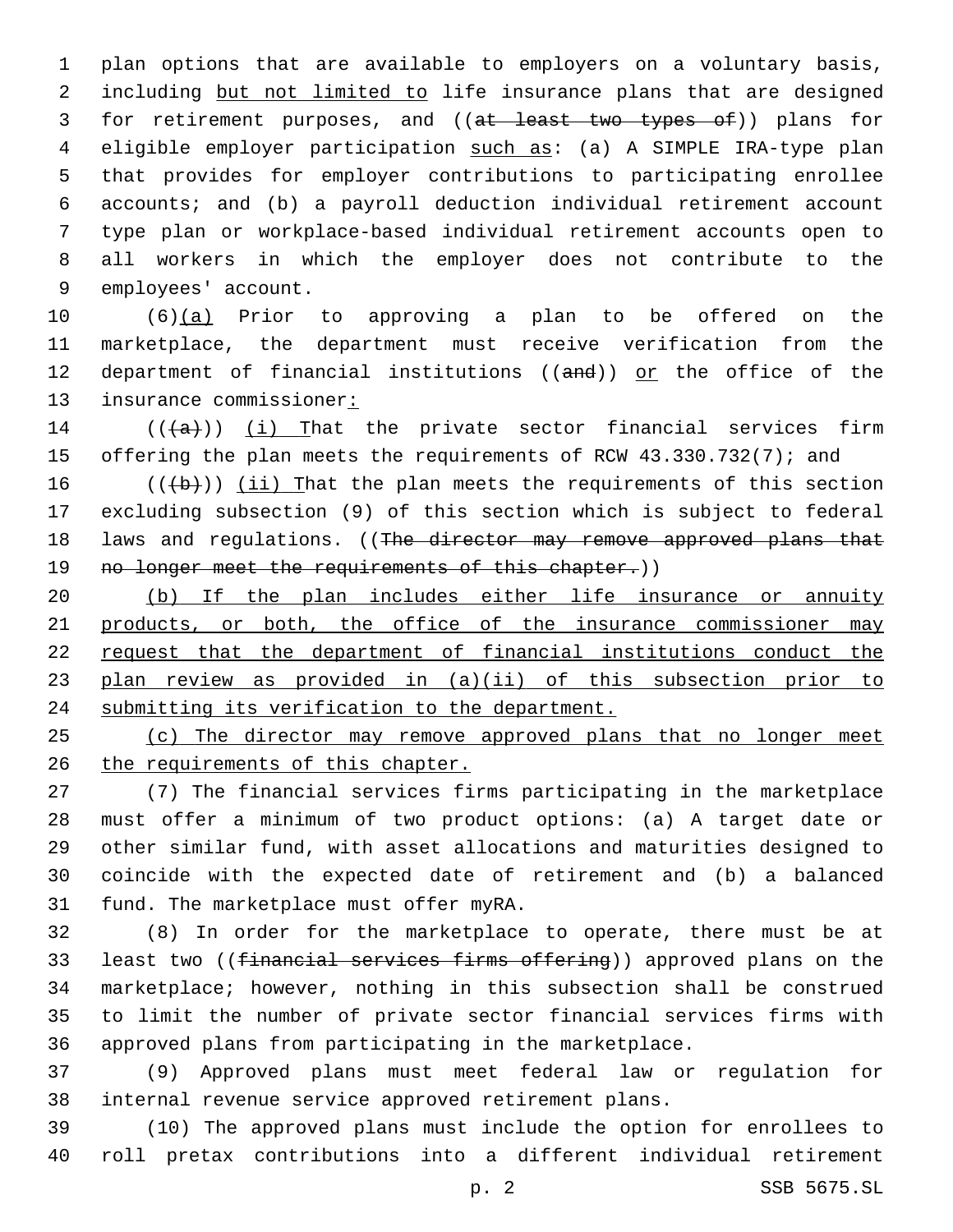plan options that are available to employers on a voluntary basis, including <u>but not limited to</u> life insurance plans that are designed for retirement purposes, and ((~~at least two types of~~)) plans for eligible employer participation <u>such as</u>: (a) A SIMPLE IRA-type plan that provides for employer contributions to participating enrollee accounts; and (b) a payroll deduction individual retirement account type plan or workplace-based individual retirement accounts open to all workers in which the employer does not contribute to the employees' account.

(6)<u>(a)</u> Prior to approving a plan to be offered on the marketplace, the department must receive verification from the department of financial institutions ((~~and~~)) <u>or</u> the office of the insurance commissioner<u>:</u>

((~~(a)~~)) <u>(i) T</u>hat the private sector financial services firm offering the plan meets the requirements of RCW 43.330.732(7); and

((~~(b)~~)) <u>(ii) T</u>hat the plan meets the requirements of this section excluding subsection (9) of this section which is subject to federal laws and regulations. ((~~The director may remove approved plans that no longer meet the requirements of this chapter.~~))

<u>(b) If the plan includes either life insurance or annuity products, or both, the office of the insurance commissioner may request that the department of financial institutions conduct the plan review as provided in (a)(ii) of this subsection prior to submitting its verification to the department.</u>

<u>(c) The director may remove approved plans that no longer meet the requirements of this chapter.</u>

(7) The financial services firms participating in the marketplace must offer a minimum of two product options: (a) A target date or other similar fund, with asset allocations and maturities designed to coincide with the expected date of retirement and (b) a balanced fund. The marketplace must offer myRA.

(8) In order for the marketplace to operate, there must be at least two ((~~financial services firms offering~~)) approved plans on the marketplace; however, nothing in this subsection shall be construed to limit the number of private sector financial services firms with approved plans from participating in the marketplace.

(9) Approved plans must meet federal law or regulation for internal revenue service approved retirement plans.

(10) The approved plans must include the option for enrollees to roll pretax contributions into a different individual retirement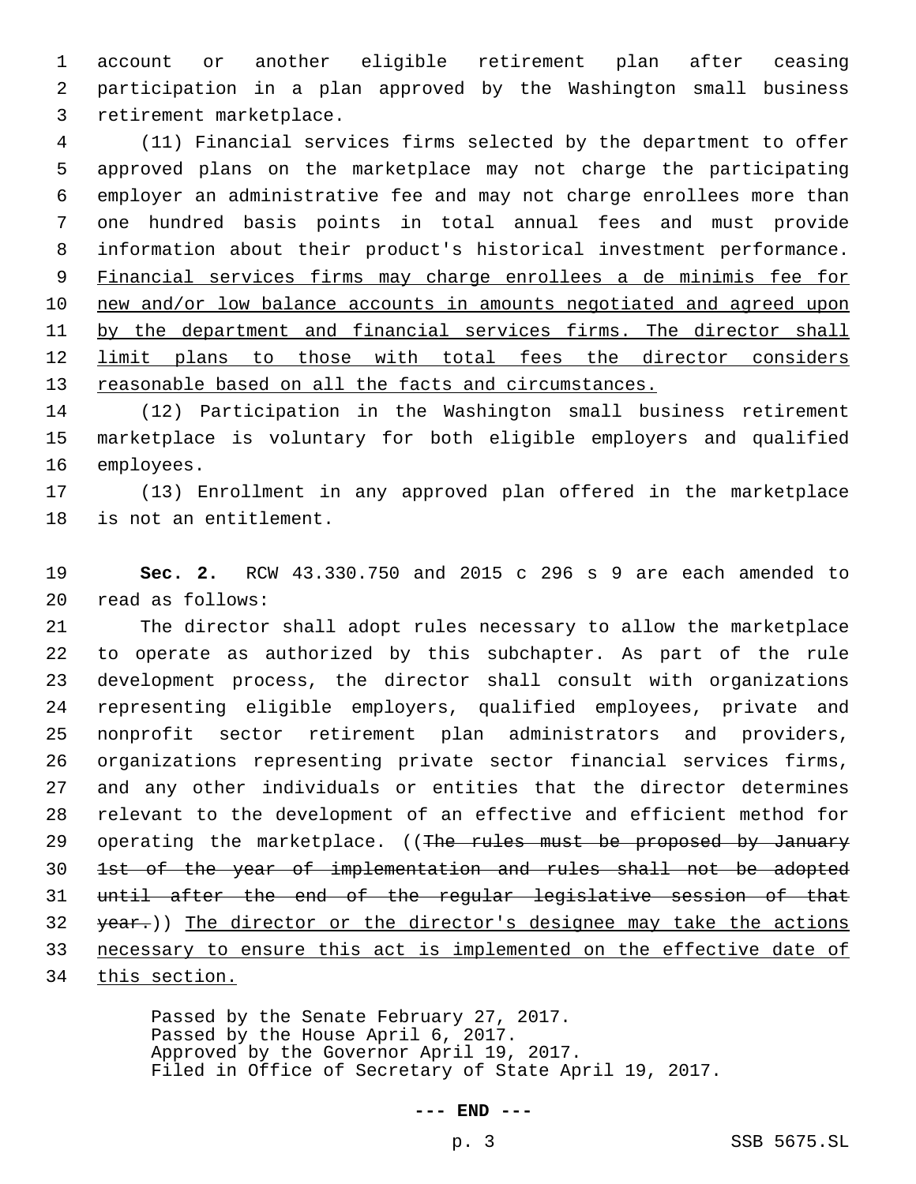account or another eligible retirement plan after ceasing participation in a plan approved by the Washington small business retirement marketplace.

(11) Financial services firms selected by the department to offer approved plans on the marketplace may not charge the participating employer an administrative fee and may not charge enrollees more than one hundred basis points in total annual fees and must provide information about their product's historical investment performance. <u>Financial services firms may charge enrollees a de minimis fee for new and/or low balance accounts in amounts negotiated and agreed upon by the department and financial services firms. The director shall limit plans to those with total fees the director considers reasonable based on all the facts and circumstances.</u>

(12) Participation in the Washington small business retirement marketplace is voluntary for both eligible employers and qualified employees.

(13) Enrollment in any approved plan offered in the marketplace is not an entitlement.

**Sec. 2.** RCW 43.330.750 and 2015 c 296 s 9 are each amended to read as follows:

The director shall adopt rules necessary to allow the marketplace to operate as authorized by this subchapter. As part of the rule development process, the director shall consult with organizations representing eligible employers, qualified employees, private and nonprofit sector retirement plan administrators and providers, organizations representing private sector financial services firms, and any other individuals or entities that the director determines relevant to the development of an effective and efficient method for operating the marketplace. ((~~The rules must be proposed by January 1st of the year of implementation and rules shall not be adopted until after the end of the regular legislative session of that year.~~)) <u>The director or the director's designee may take the actions necessary to ensure this act is implemented on the effective date of this section.</u>

Passed by the Senate February 27, 2017.
Passed by the House April 6, 2017.
Approved by the Governor April 19, 2017.
Filed in Office of Secretary of State April 19, 2017.

**--- END ---**